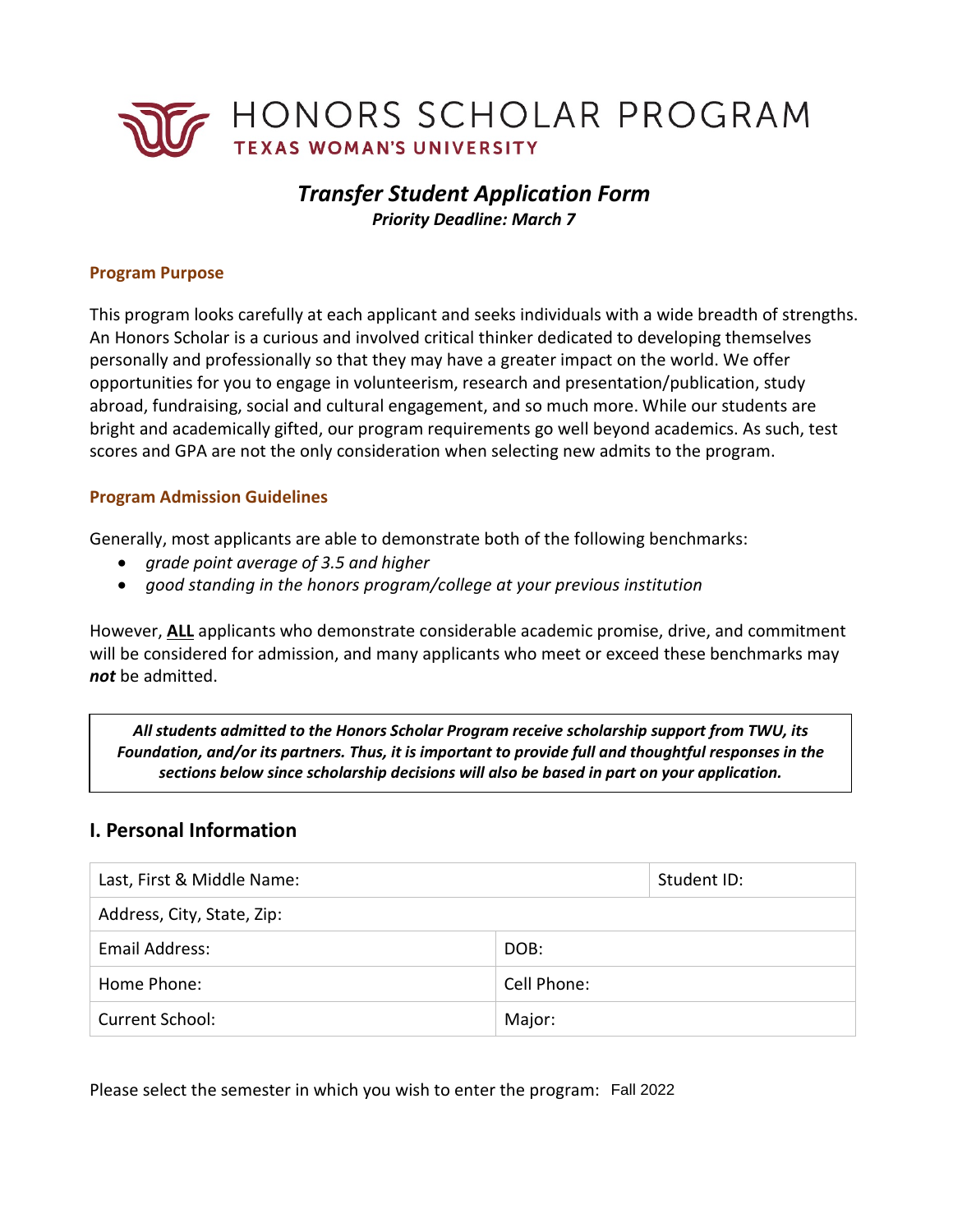# HONORS SCHOLAR PROGRAM

**TEXAS WOMAN'S UNIVERSITY**

## *Transfer Student Application Form*

***Priority Deadline: March 7***

### Program Purpose

This program looks carefully at each applicant and seeks individuals with a wide breadth of strengths. An Honors Scholar is a curious and involved critical thinker dedicated to developing themselves personally and professionally so that they may have a greater impact on the world. We offer opportunities for you to engage in volunteerism, research and presentation/publication, study abroad, fundraising, social and cultural engagement, and so much more. While our students are bright and academically gifted, our program requirements go well beyond academics. As such, test scores and GPA are not the only consideration when selecting new admits to the program.

### Program Admission Guidelines

Generally, most applicants are able to demonstrate both of the following benchmarks:

- *grade point average of 3.5 and higher*
- *good standing in the honors program/college at your previous institution*

However, **ALL** applicants who demonstrate considerable academic promise, drive, and commitment will be considered for admission, and many applicants who meet or exceed these benchmarks may ***not*** be admitted.

***All students admitted to the Honors Scholar Program receive scholarship support from TWU, its Foundation, and/or its partners. Thus, it is important to provide full and thoughtful responses in the sections below since scholarship decisions will also be based in part on your application.***

## I. Personal Information

| Last, First & Middle Name: | | Student ID: |
| --- | --- | --- |
| Address, City, State, Zip: | | |
| Email Address: | DOB: | |
| Home Phone: | Cell Phone: | |
| Current School: | Major: | |

Please select the semester in which you wish to enter the program: Fall 2022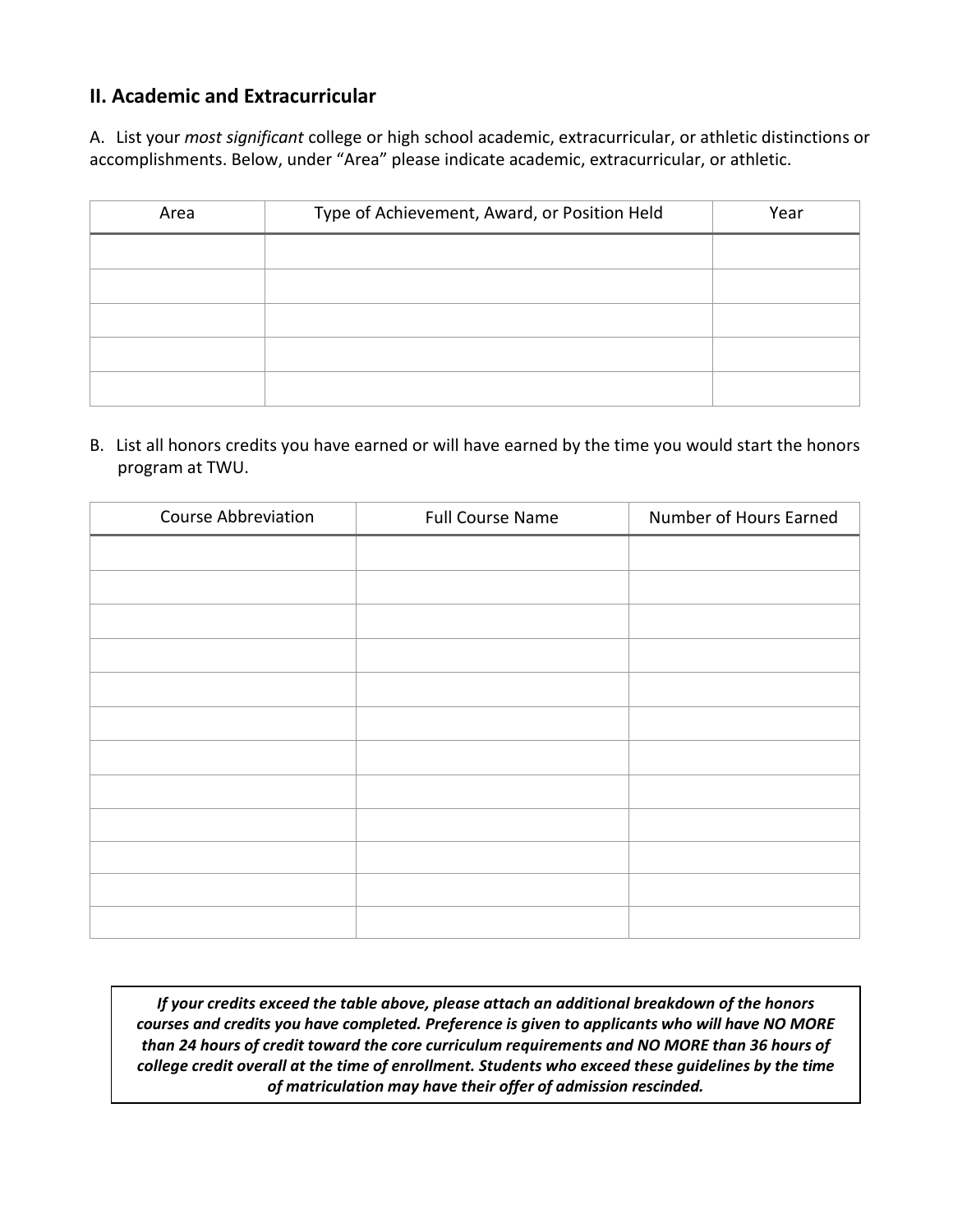## II. Academic and Extracurricular

A. List your *most significant* college or high school academic, extracurricular, or athletic distinctions or accomplishments. Below, under "Area" please indicate academic, extracurricular, or athletic.

| Area | Type of Achievement, Award, or Position Held | Year |
|---|---|---|
| | | |
| | | |
| | | |
| | | |
| | | |

B. List all honors credits you have earned or will have earned by the time you would start the honors program at TWU.

| Course Abbreviation | Full Course Name | Number of Hours Earned |
|---|---|---|
| | | |
| | | |
| | | |
| | | |
| | | |
| | | |
| | | |
| | | |
| | | |
| | | |
| | | |
| | | |

***If your credits exceed the table above, please attach an additional breakdown of the honors courses and credits you have completed. Preference is given to applicants who will have NO MORE than 24 hours of credit toward the core curriculum requirements and NO MORE than 36 hours of college credit overall at the time of enrollment. Students who exceed these guidelines by the time of matriculation may have their offer of admission rescinded.***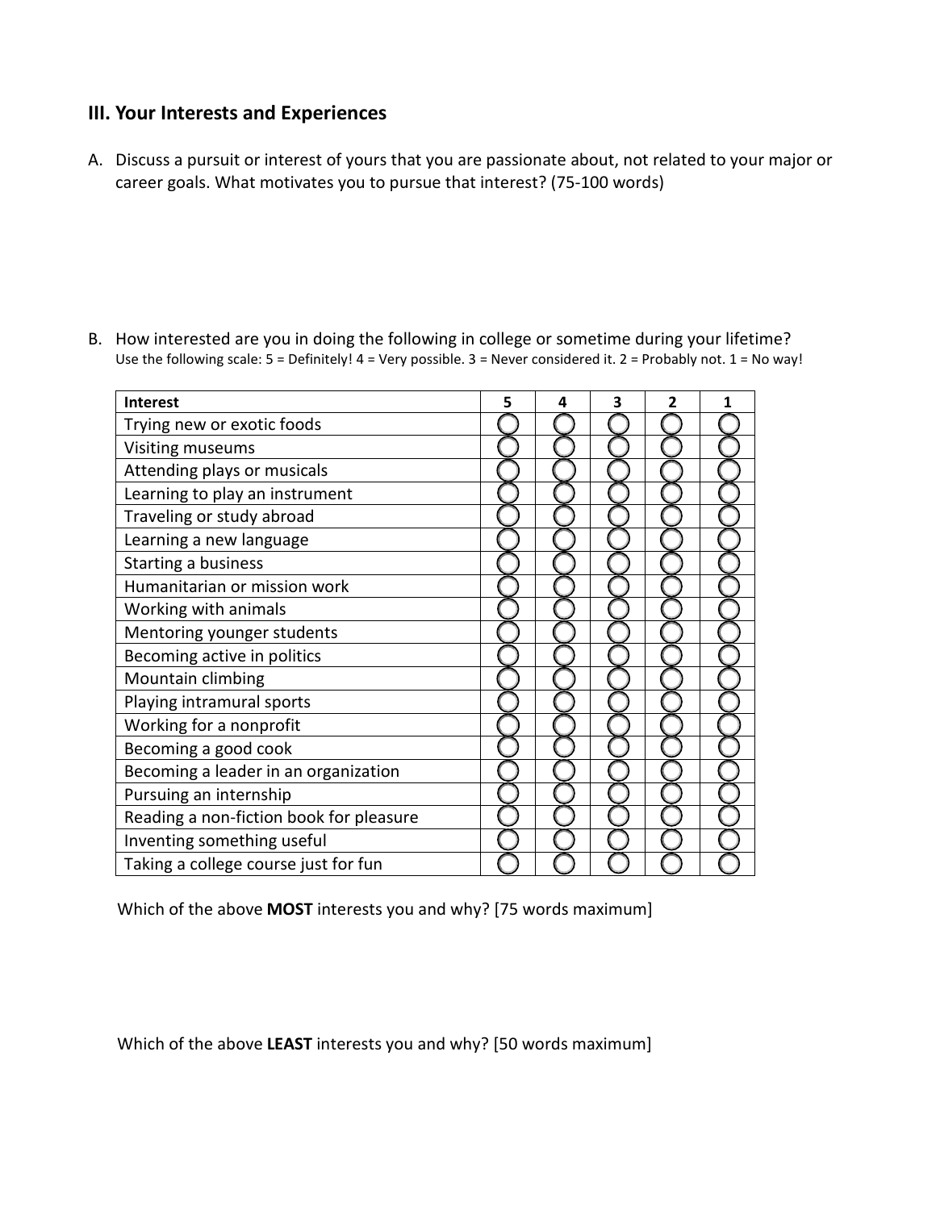## III. Your Interests and Experiences

A. Discuss a pursuit or interest of yours that you are passionate about, not related to your major or career goals. What motivates you to pursue that interest? (75-100 words)

B. How interested are you in doing the following in college or sometime during your lifetime?
Use the following scale: 5 = Definitely! 4 = Very possible. 3 = Never considered it. 2 = Probably not. 1 = No way!

| Interest | 5 | 4 | 3 | 2 | 1 |
|---|---|---|---|---|---|
| Trying new or exotic foods | ◯ | ◯ | ◯ | ◯ | ◯ |
| Visiting museums | ◯ | ◯ | ◯ | ◯ | ◯ |
| Attending plays or musicals | ◯ | ◯ | ◯ | ◯ | ◯ |
| Learning to play an instrument | ◯ | ◯ | ◯ | ◯ | ◯ |
| Traveling or study abroad | ◯ | ◯ | ◯ | ◯ | ◯ |
| Learning a new language | ◯ | ◯ | ◯ | ◯ | ◯ |
| Starting a business | ◯ | ◯ | ◯ | ◯ | ◯ |
| Humanitarian or mission work | ◯ | ◯ | ◯ | ◯ | ◯ |
| Working with animals | ◯ | ◯ | ◯ | ◯ | ◯ |
| Mentoring younger students | ◯ | ◯ | ◯ | ◯ | ◯ |
| Becoming active in politics | ◯ | ◯ | ◯ | ◯ | ◯ |
| Mountain climbing | ◯ | ◯ | ◯ | ◯ | ◯ |
| Playing intramural sports | ◯ | ◯ | ◯ | ◯ | ◯ |
| Working for a nonprofit | ◯ | ◯ | ◯ | ◯ | ◯ |
| Becoming a good cook | ◯ | ◯ | ◯ | ◯ | ◯ |
| Becoming a leader in an organization | ◯ | ◯ | ◯ | ◯ | ◯ |
| Pursuing an internship | ◯ | ◯ | ◯ | ◯ | ◯ |
| Reading a non-fiction book for pleasure | ◯ | ◯ | ◯ | ◯ | ◯ |
| Inventing something useful | ◯ | ◯ | ◯ | ◯ | ◯ |
| Taking a college course just for fun | ◯ | ◯ | ◯ | ◯ | ◯ |

Which of the above **MOST** interests you and why? [75 words maximum]

Which of the above **LEAST** interests you and why? [50 words maximum]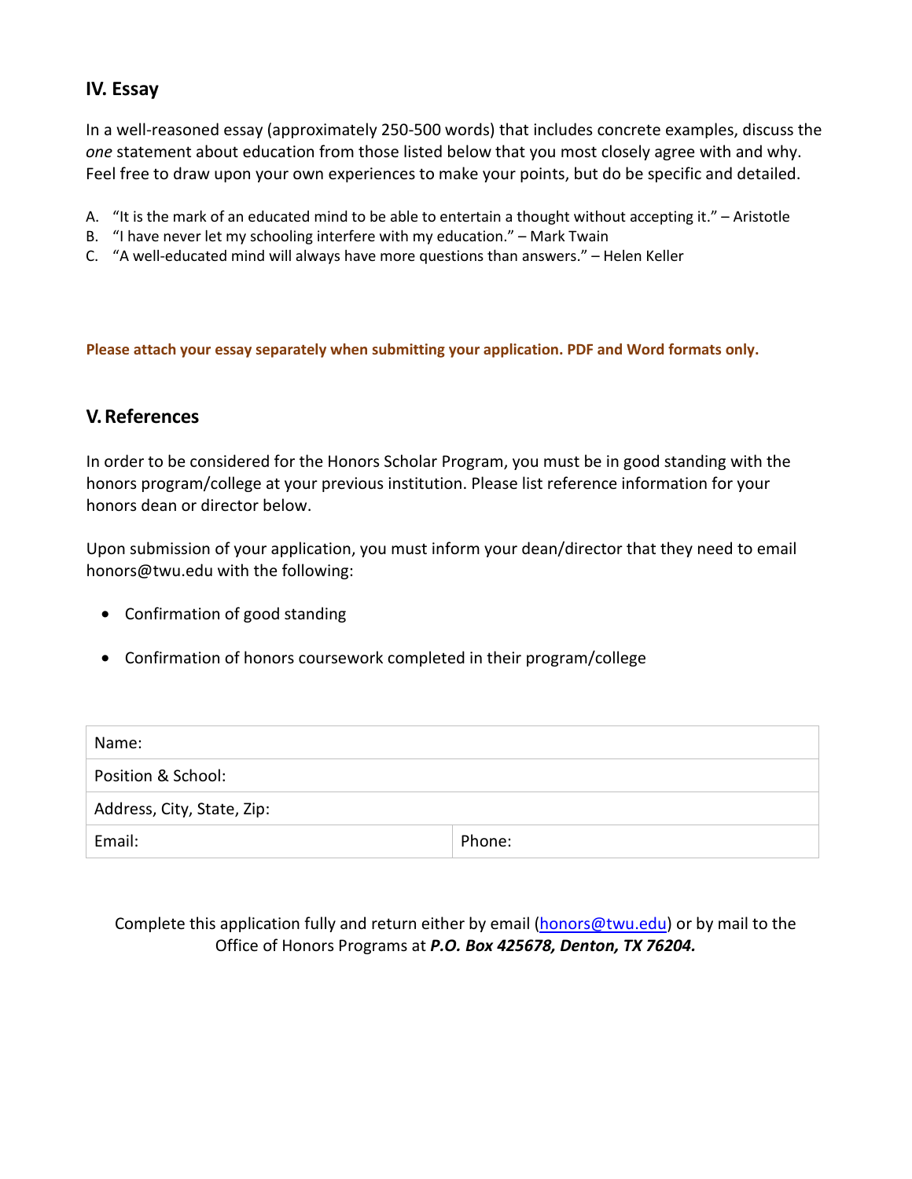## IV. Essay

In a well-reasoned essay (approximately 250-500 words) that includes concrete examples, discuss the *one* statement about education from those listed below that you most closely agree with and why. Feel free to draw upon your own experiences to make your points, but do be specific and detailed.

A. "It is the mark of an educated mind to be able to entertain a thought without accepting it." – Aristotle
B. "I have never let my schooling interfere with my education." – Mark Twain
C. "A well-educated mind will always have more questions than answers." – Helen Keller

**Please attach your essay separately when submitting your application. PDF and Word formats only.**

## V. References

In order to be considered for the Honors Scholar Program, you must be in good standing with the honors program/college at your previous institution. Please list reference information for your honors dean or director below.

Upon submission of your application, you must inform your dean/director that they need to email honors@twu.edu with the following:

- Confirmation of good standing
- Confirmation of honors coursework completed in their program/college

| | |
|---|---|
| Name: | |
| Position & School: | |
| Address, City, State, Zip: | |
| Email: | Phone: |

Complete this application fully and return either by email (honors@twu.edu) or by mail to the Office of Honors Programs at ***P.O. Box 425678, Denton, TX 76204.***